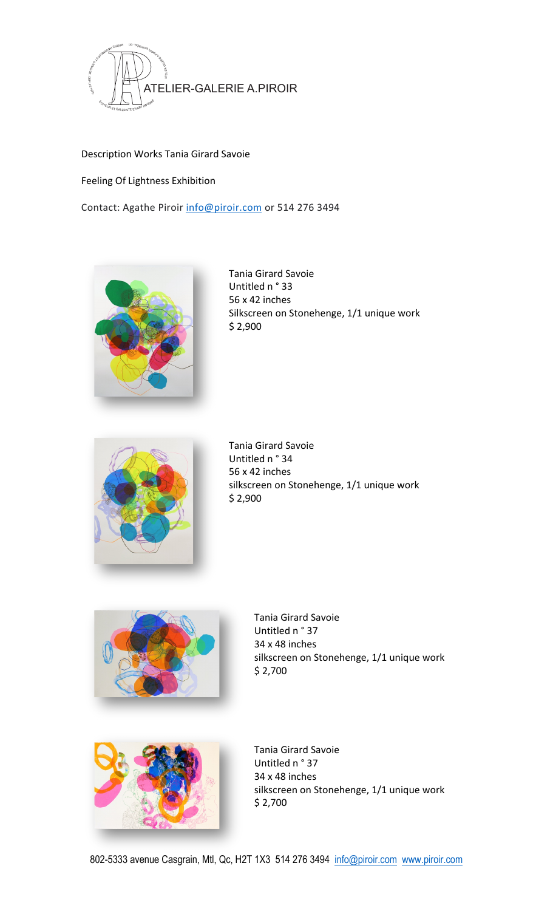ATELIER-GALERIE A.PIROIR

Description Works Tania Girard Savoie

Feeling Of Lightness Exhibition

Contact: Agathe Piroir info@piroir.com or 514 276 3494

Tania Girard Savoie
Untitled n ° 33
56 x 42 inches
Silkscreen on Stonehenge, 1/1 unique work
$ 2,900

Tania Girard Savoie
Untitled n ° 34
56 x 42 inches
silkscreen on Stonehenge, 1/1 unique work
$ 2,900

Tania Girard Savoie
Untitled n ° 37
34 x 48 inches
silkscreen on Stonehenge, 1/1 unique work
$ 2,700

Tania Girard Savoie
Untitled n ° 37
34 x 48 inches
silkscreen on Stonehenge, 1/1 unique work
$ 2,700

802-5333 avenue Casgrain, Mtl, Qc, H2T 1X3 514 276 3494 info@piroir.com www.piroir.com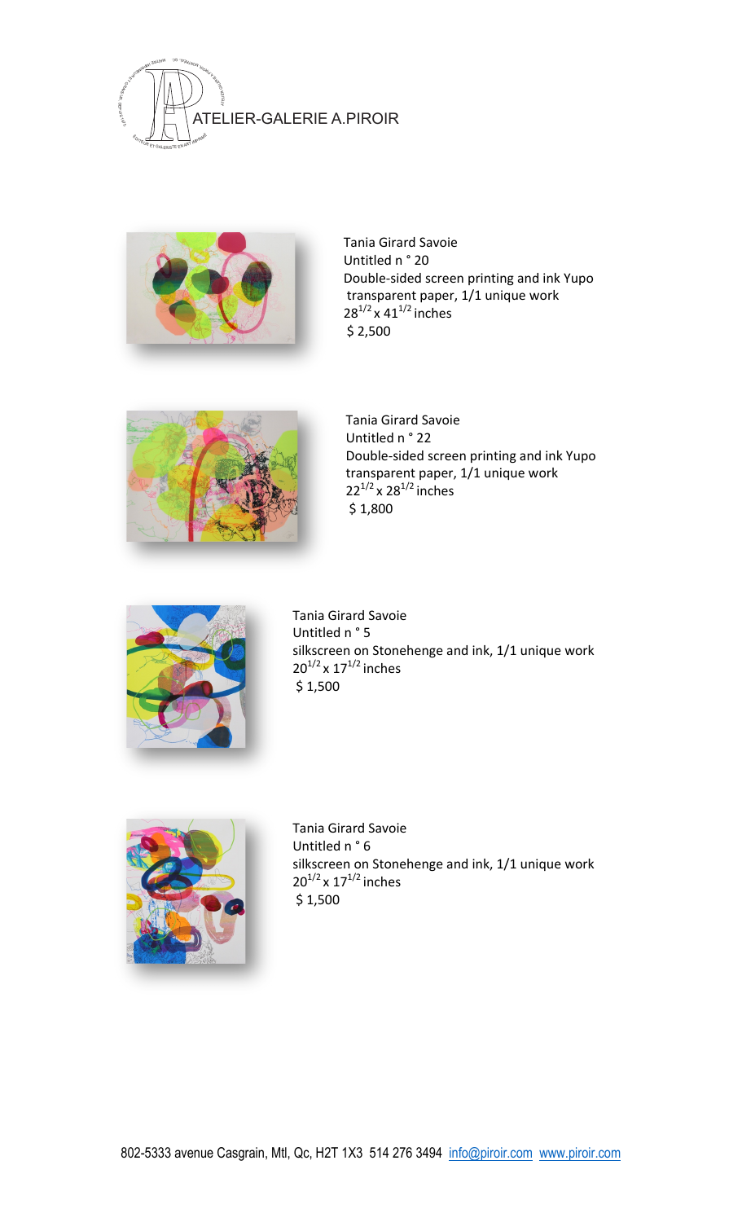ATELIER-GALERIE A.PIROIR

Tania Girard Savoie
Untitled n ° 20
Double-sided screen printing and ink Yupo transparent paper, 1/1 unique work
$28^{1/2}$ x $41^{1/2}$ inches
$ 2,500

Tania Girard Savoie
Untitled n ° 22
Double-sided screen printing and ink Yupo transparent paper, 1/1 unique work
$22^{1/2}$ x $28^{1/2}$ inches
$ 1,800

Tania Girard Savoie
Untitled n ° 5
silkscreen on Stonehenge and ink, 1/1 unique work
$20^{1/2}$ x $17^{1/2}$ inches
$ 1,500

Tania Girard Savoie
Untitled n ° 6
silkscreen on Stonehenge and ink, 1/1 unique work
$20^{1/2}$ x $17^{1/2}$ inches
$ 1,500

802-5333 avenue Casgrain, Mtl, Qc, H2T 1X3 514 276 3494 info@piroir.com www.piroir.com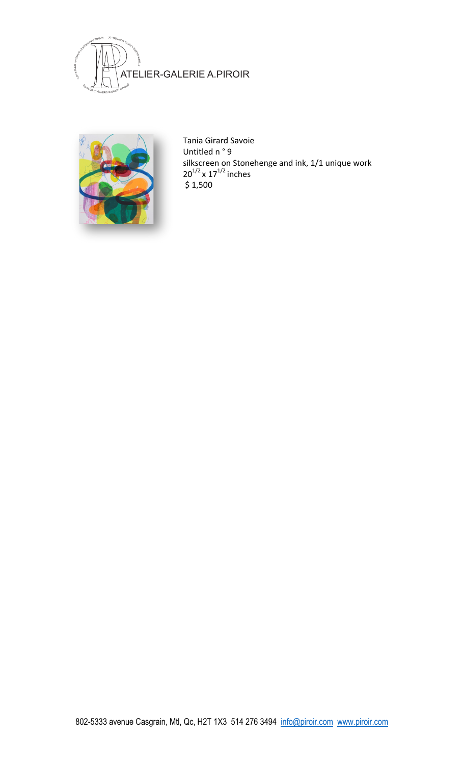ATELIER-GALERIE A.PIROIR

Tania Girard Savoie
Untitled n ° 9
silkscreen on Stonehenge and ink, 1/1 unique work
$20^{1/2}$ x $17^{1/2}$ inches
$ 1,500

802-5333 avenue Casgrain, Mtl, Qc, H2T 1X3 514 276 3494 info@piroir.com www.piroir.com